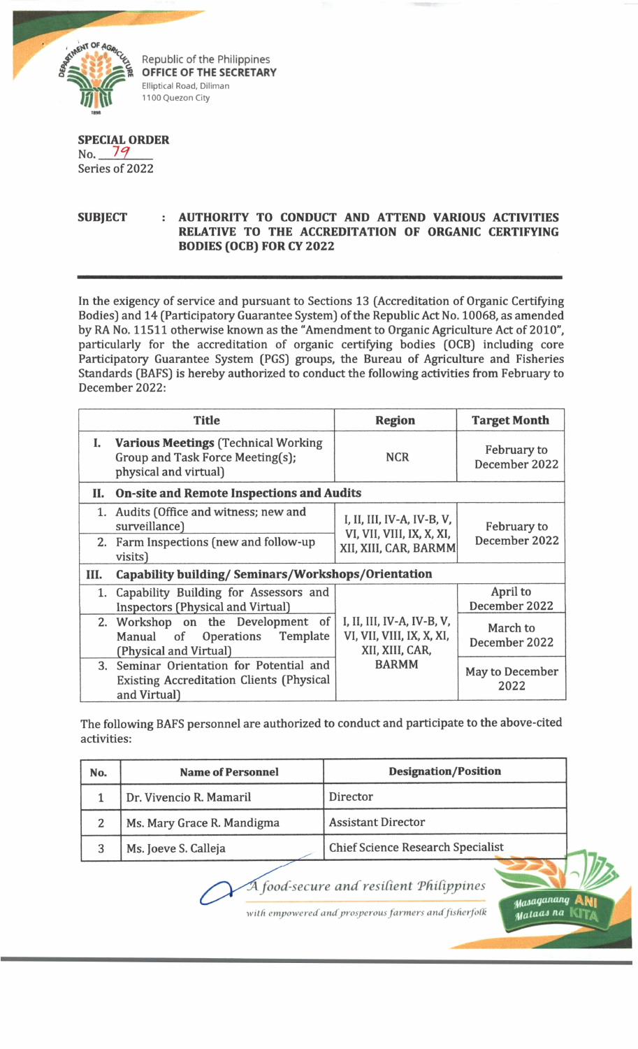Republic of the Philippines
**OFFICE OF THE SECRETARY**
Elliptical Road, Diliman
1100 Quezon City

**SPECIAL ORDER**
No. 79
Series of 2022

**SUBJECT : AUTHORITY TO CONDUCT AND ATTEND VARIOUS ACTIVITIES RELATIVE TO THE ACCREDITATION OF ORGANIC CERTIFYING BODIES (OCB) FOR CY 2022**

In the exigency of service and pursuant to Sections 13 (Accreditation of Organic Certifying Bodies) and 14 (Participatory Guarantee System) of the Republic Act No. 10068, as amended by RA No. 11511 otherwise known as the "Amendment to Organic Agriculture Act of 2010", particularly for the accreditation of organic certifying bodies (OCB) including core Participatory Guarantee System (PGS) groups, the Bureau of Agriculture and Fisheries Standards (BAFS) is hereby authorized to conduct the following activities from February to December 2022:

| Title | Region | Target Month |
|---|---|---|
| I. **Various Meetings** (Technical Working Group and Task Force Meeting(s); physical and virtual) | NCR | February to December 2022 |
| II. **On-site and Remote Inspections and Audits** | | |
| 1. Audits (Office and witness; new and surveillance) | I, II, III, IV-A, IV-B, V, VI, VII, VIII, IX, X, XI, XII, XIII, CAR, BARMM | February to December 2022 |
| 2. Farm Inspections (new and follow-up visits) | | |
| III. **Capability building/ Seminars/Workshops/Orientation** | | |
| 1. Capability Building for Assessors and Inspectors (Physical and Virtual) | I, II, III, IV-A, IV-B, V, VI, VII, VIII, IX, X, XI, XII, XIII, CAR, BARMM | April to December 2022 |
| 2. Workshop on the Development of Manual of Operations Template (Physical and Virtual) | | March to December 2022 |
| 3. Seminar Orientation for Potential and Existing Accreditation Clients (Physical and Virtual) | | May to December 2022 |

The following BAFS personnel are authorized to conduct and participate to the above-cited activities:

| No. | Name of Personnel | Designation/Position |
|---|---|---|
| 1 | Dr. Vivencio R. Mamaril | Director |
| 2 | Ms. Mary Grace R. Mandigma | Assistant Director |
| 3 | Ms. Joeve S. Calleja | Chief Science Research Specialist |

*A food-secure and resilient Philippines with empowered and prosperous farmers and fisherfolk*

Masaganang ANI Mataas na KITA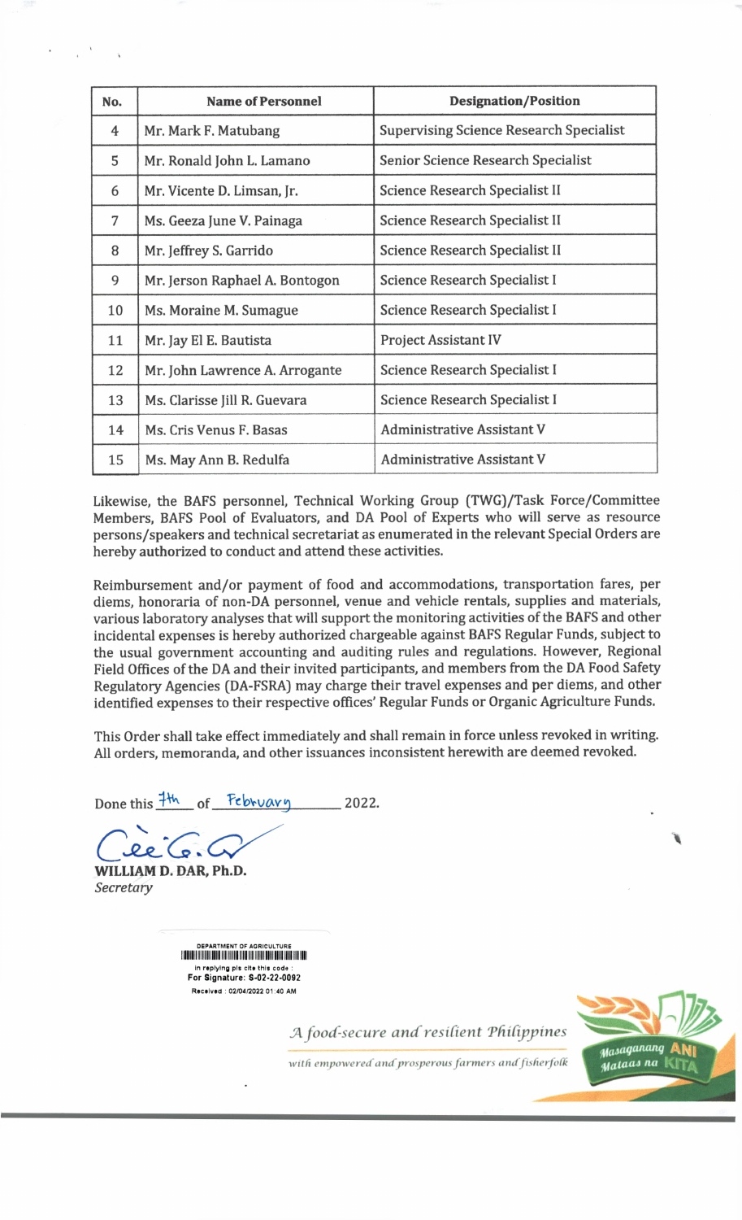| No. | Name of Personnel | Designation/Position |
| --- | --- | --- |
| 4 | Mr. Mark F. Matubang | Supervising Science Research Specialist |
| 5 | Mr. Ronald John L. Lamano | Senior Science Research Specialist |
| 6 | Mr. Vicente D. Limsan, Jr. | Science Research Specialist II |
| 7 | Ms. Geeza June V. Painaga | Science Research Specialist II |
| 8 | Mr. Jeffrey S. Garrido | Science Research Specialist II |
| 9 | Mr. Jerson Raphael A. Bontogon | Science Research Specialist I |
| 10 | Ms. Moraine M. Sumague | Science Research Specialist I |
| 11 | Mr. Jay El E. Bautista | Project Assistant IV |
| 12 | Mr. John Lawrence A. Arrogante | Science Research Specialist I |
| 13 | Ms. Clarisse Jill R. Guevara | Science Research Specialist I |
| 14 | Ms. Cris Venus F. Basas | Administrative Assistant V |
| 15 | Ms. May Ann B. Redulfa | Administrative Assistant V |

Likewise, the BAFS personnel, Technical Working Group (TWG)/Task Force/Committee Members, BAFS Pool of Evaluators, and DA Pool of Experts who will serve as resource persons/speakers and technical secretariat as enumerated in the relevant Special Orders are hereby authorized to conduct and attend these activities.

Reimbursement and/or payment of food and accommodations, transportation fares, per diems, honoraria of non-DA personnel, venue and vehicle rentals, supplies and materials, various laboratory analyses that will support the monitoring activities of the BAFS and other incidental expenses is hereby authorized chargeable against BAFS Regular Funds, subject to the usual government accounting and auditing rules and regulations. However, Regional Field Offices of the DA and their invited participants, and members from the DA Food Safety Regulatory Agencies (DA-FSRA) may charge their travel expenses and per diems, and other identified expenses to their respective offices' Regular Funds or Organic Agriculture Funds.

This Order shall take effect immediately and shall remain in force unless revoked in writing. All orders, memoranda, and other issuances inconsistent herewith are deemed revoked.

Done this 7th of February 2022.

**WILLIAM D. DAR, Ph.D.**
*Secretary*

DEPARTMENT OF AGRICULTURE
In replying pls cite this code :
For Signature: S-02-22-0082
Received : 02/04/2022 01:40 AM

*A food-secure and resilient Philippines with empowered and prosperous farmers and fisherfolk*

Masaganang ANI Mataas na KITA